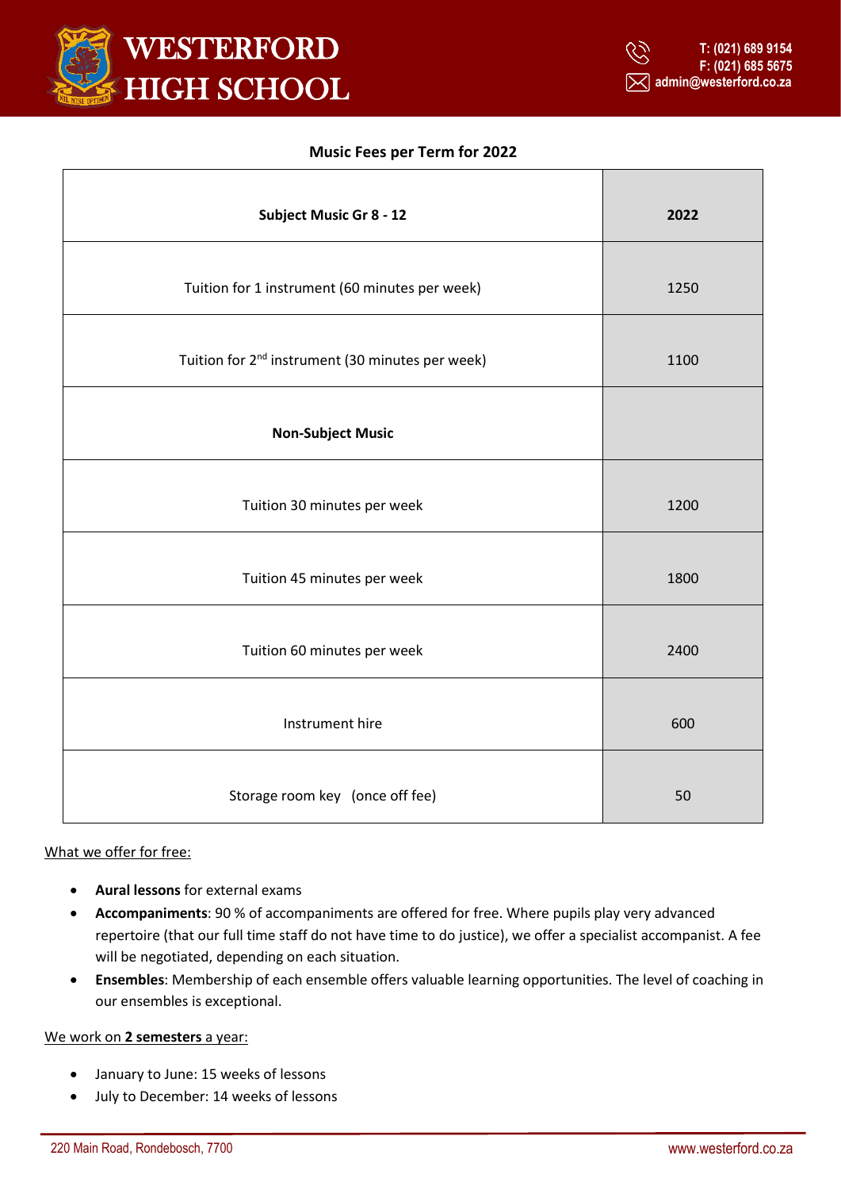# WESTERFORD HIGH SCHOOL

T: (021) 689 9154
F: (021) 685 5675
admin@westerford.co.za

## Music Fees per Term for 2022

| **Subject Music Gr 8 - 12** | **2022** |
|---|---|
| Tuition for 1 instrument (60 minutes per week) | 1250 |
| Tuition for 2nd instrument (30 minutes per week) | 1100 |
| **Non-Subject Music** | |
| Tuition 30 minutes per week | 1200 |
| Tuition 45 minutes per week | 1800 |
| Tuition 60 minutes per week | 2400 |
| Instrument hire | 600 |
| Storage room key (once off fee) | 50 |

What we offer for free:

- **Aural lessons** for external exams
- **Accompaniments**: 90 % of accompaniments are offered for free. Where pupils play very advanced repertoire (that our full time staff do not have time to do justice), we offer a specialist accompanist. A fee will be negotiated, depending on each situation.
- **Ensembles**: Membership of each ensemble offers valuable learning opportunities. The level of coaching in our ensembles is exceptional.

We work on **2 semesters** a year:

- January to June: 15 weeks of lessons
- July to December: 14 weeks of lessons

220 Main Road, Rondebosch, 7700 www.westerford.co.za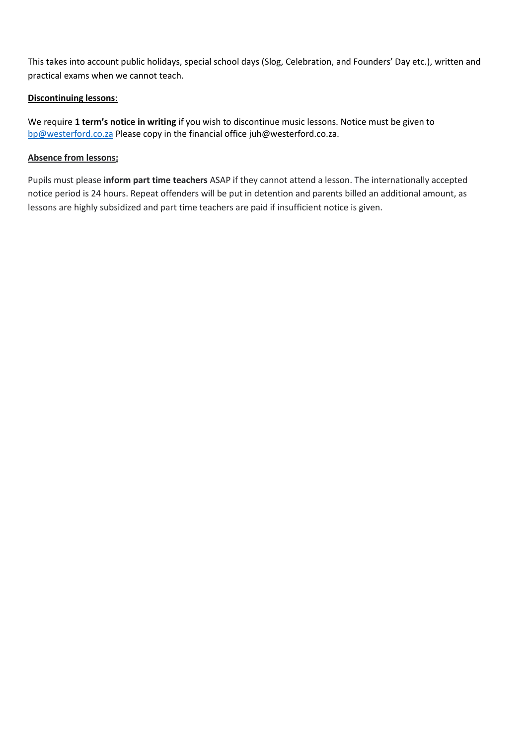This takes into account public holidays, special school days (Slog, Celebration, and Founders' Day etc.), written and practical exams when we cannot teach.

**Discontinuing lessons**:

We require **1 term's notice in writing** if you wish to discontinue music lessons. Notice must be given to bp@westerford.co.za Please copy in the financial office juh@westerford.co.za.

**Absence from lessons:**

Pupils must please **inform part time teachers** ASAP if they cannot attend a lesson. The internationally accepted notice period is 24 hours. Repeat offenders will be put in detention and parents billed an additional amount, as lessons are highly subsidized and part time teachers are paid if insufficient notice is given.